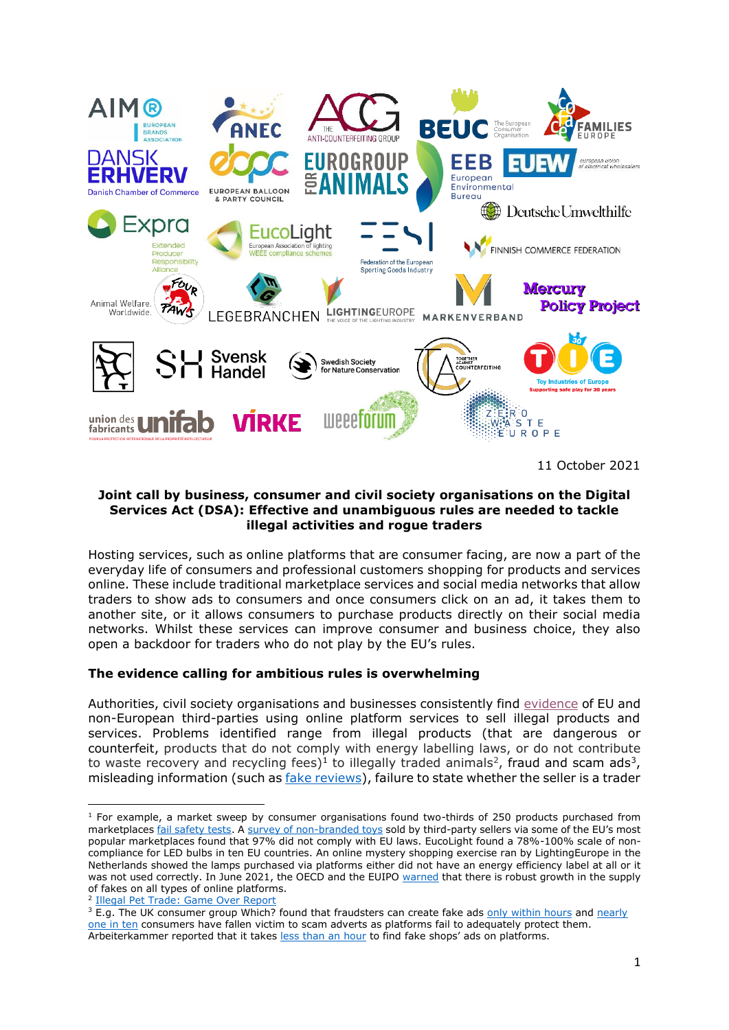11 October 2021

**Joint call by business, consumer and civil society organisations on the Digital Services Act (DSA): Effective and unambiguous rules are needed to tackle illegal activities and rogue traders**

Hosting services, such as online platforms that are consumer facing, are now a part of the everyday life of consumers and professional customers shopping for products and services online. These include traditional marketplace services and social media networks that allow traders to show ads to consumers and once consumers click on an ad, it takes them to another site, or it allows consumers to purchase products directly on their social media networks. Whilst these services can improve consumer and business choice, they also open a backdoor for traders who do not play by the EU's rules.

**The evidence calling for ambitious rules is overwhelming**

Authorities, civil society organisations and businesses consistently find evidence of EU and non-European third-parties using online platform services to sell illegal products and services. Problems identified range from illegal products (that are dangerous or counterfeit, products that do not comply with energy labelling laws, or do not contribute to waste recovery and recycling fees)[1] to illegally traded animals[2], fraud and scam ads[3], misleading information (such as fake reviews), failure to state whether the seller is a trader

---

[1] For example, a market sweep by consumer organisations found two-thirds of 250 products purchased from marketplaces fail safety tests. A survey of non-branded toys sold by third-party sellers via some of the EU's most popular marketplaces found that 97% did not comply with EU laws. EucoLight found a 78%-100% scale of non-compliance for LED bulbs in ten EU countries. An online mystery shopping exercise ran by LightingEurope in the Netherlands showed the lamps purchased via platforms either did not have an energy efficiency label at all or it was not used correctly. In June 2021, the OECD and the EUIPO warned that there is robust growth in the supply of fakes on all types of online platforms.

[2] Illegal Pet Trade: Game Over Report

[3] E.g. The UK consumer group Which? found that fraudsters can create fake ads only within hours and nearly one in ten consumers have fallen victim to scam adverts as platforms fail to adequately protect them. Arbeiterkammer reported that it takes less than an hour to find fake shops' ads on platforms.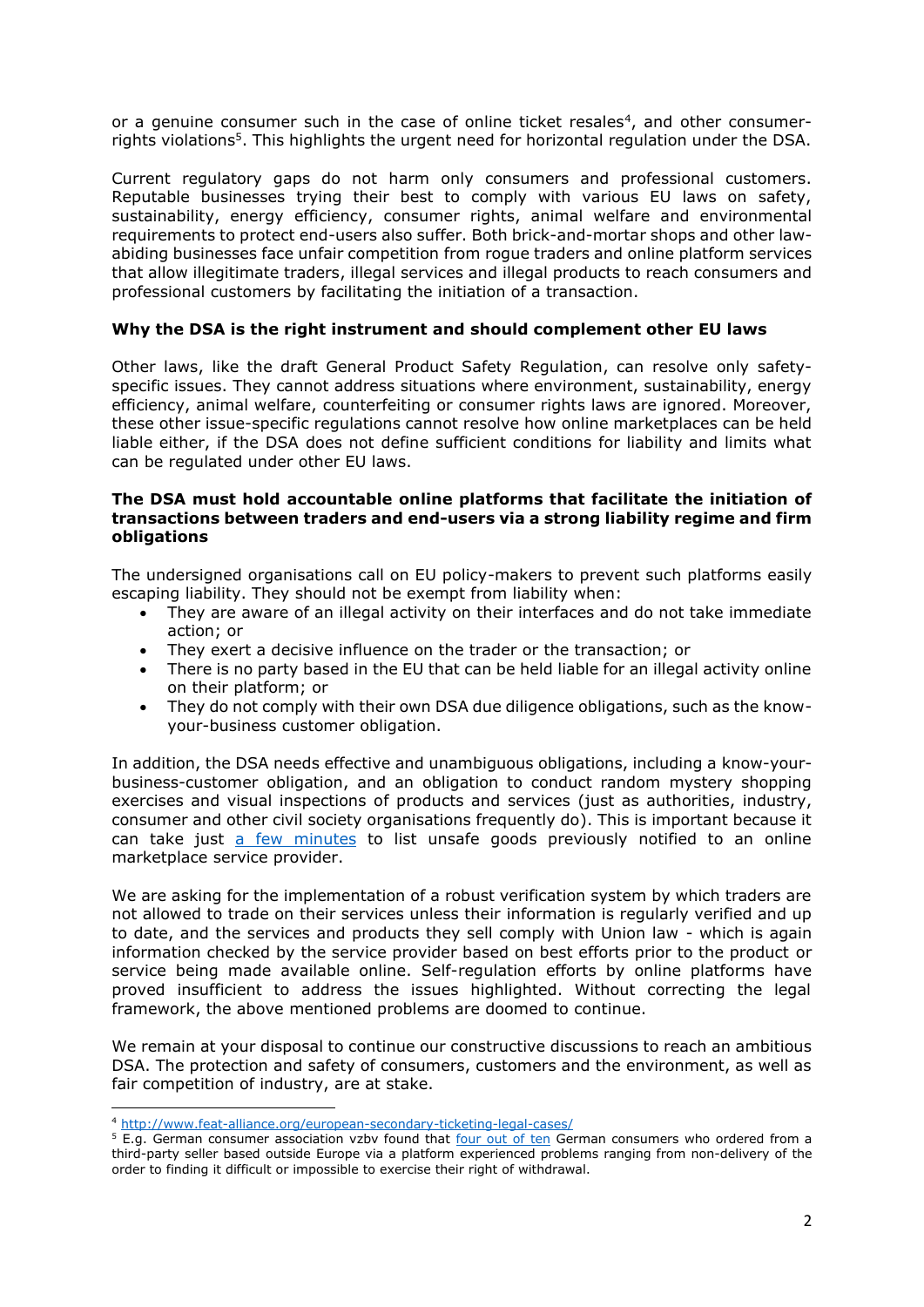or a genuine consumer such in the case of online ticket resales[4], and other consumer-rights violations[5]. This highlights the urgent need for horizontal regulation under the DSA.

Current regulatory gaps do not harm only consumers and professional customers. Reputable businesses trying their best to comply with various EU laws on safety, sustainability, energy efficiency, consumer rights, animal welfare and environmental requirements to protect end-users also suffer. Both brick-and-mortar shops and other law-abiding businesses face unfair competition from rogue traders and online platform services that allow illegitimate traders, illegal services and illegal products to reach consumers and professional customers by facilitating the initiation of a transaction.

**Why the DSA is the right instrument and should complement other EU laws**

Other laws, like the draft General Product Safety Regulation, can resolve only safety-specific issues. They cannot address situations where environment, sustainability, energy efficiency, animal welfare, counterfeiting or consumer rights laws are ignored. Moreover, these other issue-specific regulations cannot resolve how online marketplaces can be held liable either, if the DSA does not define sufficient conditions for liability and limits what can be regulated under other EU laws.

**The DSA must hold accountable online platforms that facilitate the initiation of transactions between traders and end-users via a strong liability regime and firm obligations**

The undersigned organisations call on EU policy-makers to prevent such platforms easily escaping liability. They should not be exempt from liability when:

- They are aware of an illegal activity on their interfaces and do not take immediate action; or
- They exert a decisive influence on the trader or the transaction; or
- There is no party based in the EU that can be held liable for an illegal activity online on their platform; or
- They do not comply with their own DSA due diligence obligations, such as the know-your-business customer obligation.

In addition, the DSA needs effective and unambiguous obligations, including a know-your-business-customer obligation, and an obligation to conduct random mystery shopping exercises and visual inspections of products and services (just as authorities, industry, consumer and other civil society organisations frequently do). This is important because it can take just a few minutes to list unsafe goods previously notified to an online marketplace service provider.

We are asking for the implementation of a robust verification system by which traders are not allowed to trade on their services unless their information is regularly verified and up to date, and the services and products they sell comply with Union law - which is again information checked by the service provider based on best efforts prior to the product or service being made available online. Self-regulation efforts by online platforms have proved insufficient to address the issues highlighted. Without correcting the legal framework, the above mentioned problems are doomed to continue.

We remain at your disposal to continue our constructive discussions to reach an ambitious DSA. The protection and safety of consumers, customers and the environment, as well as fair competition of industry, are at stake.

---

[4] http://www.feat-alliance.org/european-secondary-ticketing-legal-cases/

[5] E.g. German consumer association vzbv found that four out of ten German consumers who ordered from a third-party seller based outside Europe via a platform experienced problems ranging from non-delivery of the order to finding it difficult or impossible to exercise their right of withdrawal.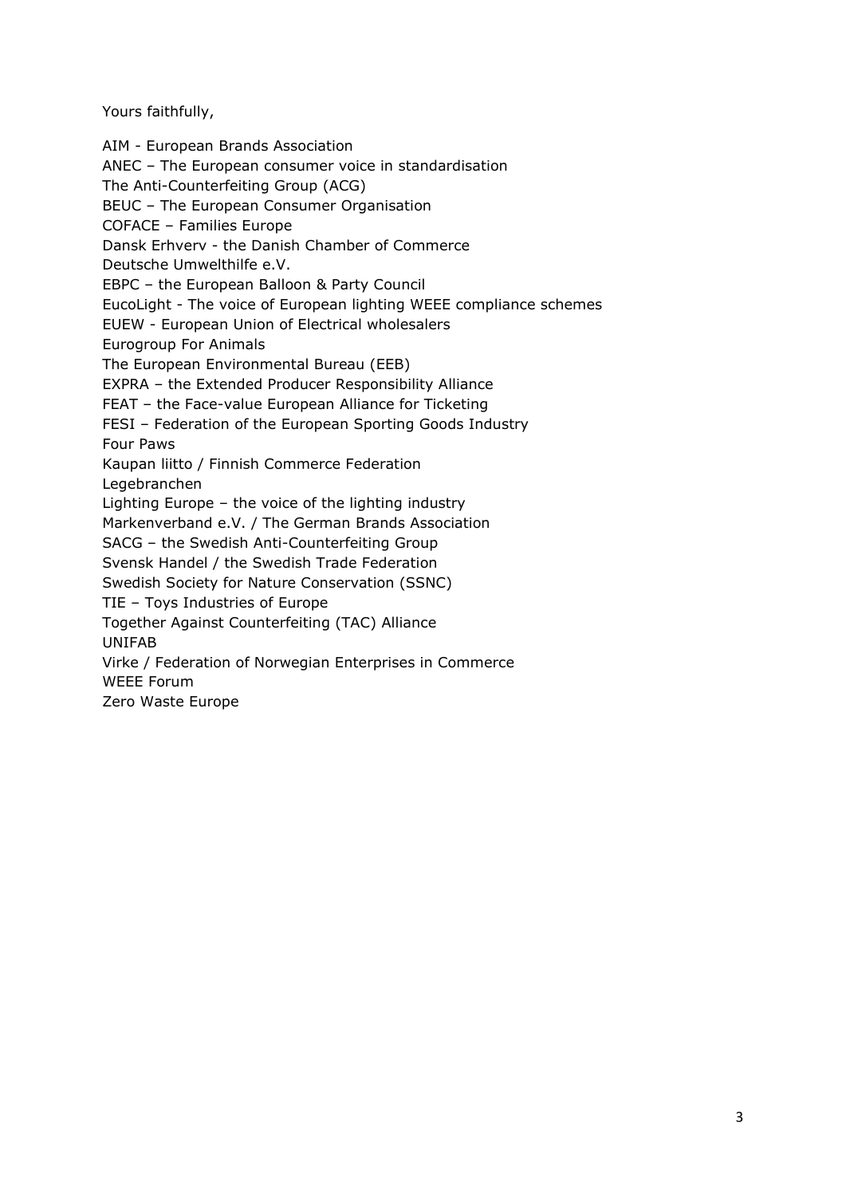Yours faithfully,

AIM - European Brands Association
ANEC – The European consumer voice in standardisation
The Anti-Counterfeiting Group (ACG)
BEUC – The European Consumer Organisation
COFACE – Families Europe
Dansk Erhverv - the Danish Chamber of Commerce
Deutsche Umwelthilfe e.V.
EBPC – the European Balloon & Party Council
EucoLight - The voice of European lighting WEEE compliance schemes
EUEW - European Union of Electrical wholesalers
Eurogroup For Animals
The European Environmental Bureau (EEB)
EXPRA – the Extended Producer Responsibility Alliance
FEAT – the Face-value European Alliance for Ticketing
FESI – Federation of the European Sporting Goods Industry
Four Paws
Kaupan liitto / Finnish Commerce Federation
Legebranchen
Lighting Europe – the voice of the lighting industry
Markenverband e.V. / The German Brands Association
SACG – the Swedish Anti-Counterfeiting Group
Svensk Handel / the Swedish Trade Federation
Swedish Society for Nature Conservation (SSNC)
TIE – Toys Industries of Europe
Together Against Counterfeiting (TAC) Alliance
UNIFAB
Virke / Federation of Norwegian Enterprises in Commerce
WEEE Forum
Zero Waste Europe